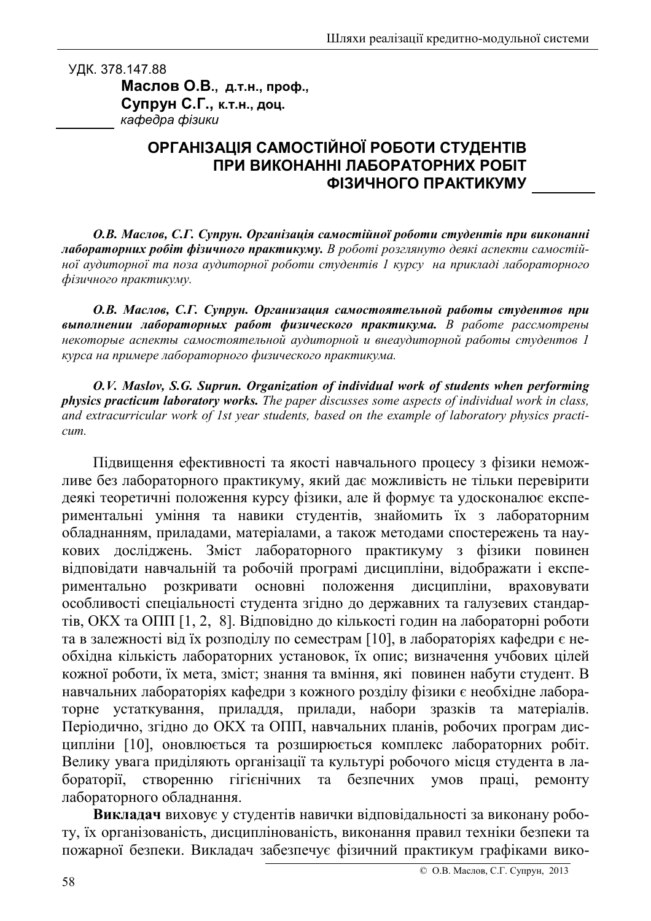УДК. 378.147.88

**Маслов О.В., д.т.н., проф.,**
**Супрун С.Г., к.т.н., доц.**
*кафедра фізики*

# ОРГАНІЗАЦІЯ САМОСТІЙНОЇ РОБОТИ СТУДЕНТІВ ПРИ ВИКОНАННІ ЛАБОРАТОРНИХ РОБІТ ФІЗИЧНОГО ПРАКТИКУМУ

***О.В. Маслов, С.Г. Супрун. Організація самостійної роботи студентів при виконанні лабораторних робіт фізичного практикуму.*** *В роботі розглянуто деякі аспекти самостійної аудиторної та поза аудиторної роботи студентів 1 курсу на прикладі лабораторного фізичного практикуму.*

***О.В. Маслов, С.Г. Супрун. Организация самостоятельной работы студентов при выполнении лабораторных работ физического практикума.*** *В работе рассмотрены некоторые аспекты самостоятельной аудиторной и внеаудиторной работы студентов 1 курса на примере лабораторного физического практикума.*

***O.V. Maslov, S.G. Suprun. Organization of individual work of students when performing physics practicum laboratory works.*** *The paper discusses some aspects of individual work in class, and extracurricular work of 1st year students, based on the example of laboratory physics practicum.*

Підвищення ефективності та якості навчального процесу з фізики неможливе без лабораторного практикуму, який дає можливість не тільки перевірити деякі теоретичні положення курсу фізики, але й формує та удосконалює експериментальні уміння та навики студентів, знайомить їх з лабораторним обладнанням, приладами, матеріалами, а також методами спостережень та наукових досліджень. Зміст лабораторного практикуму з фізики повинен відповідати навчальній та робочій програмі дисципліни, відображати і експериментально розкривати основні положення дисципліни, враховувати особливості спеціальності студента згідно до державних та галузевих стандартів, ОКХ та ОПП [1, 2, 8]. Відповідно до кількості годин на лабораторні роботи та в залежності від їх розподілу по семестрам [10], в лабораторіях кафедри є необхідна кількість лабораторних установок, їх опис; визначення учбових цілей кожної роботи, їх мета, зміст; знання та вміння, які повинен набути студент. В навчальних лабораторіях кафедри з кожного розділу фізики є необхідне лабораторне устаткування, приладдя, прилади, набори зразків та матеріалів. Періодично, згідно до ОКХ та ОПП, навчальних планів, робочих програм дисципліни [10], оновлюється та розширюється комплекс лабораторних робіт. Велику увага приділяють організації та культурі робочого місця студента в лабораторії, створенню гігієнічних та безпечних умов праці, ремонту лабораторного обладнання.

**Викладач** виховує у студентів навички відповідальності за виконану роботу, їх організованість, дисциплінованість, виконання правил техніки безпеки та пожарної безпеки. Викладач забезпечує фізичний практикум графіками вико-

© О.В. Маслов, С.Г. Супрун, 2013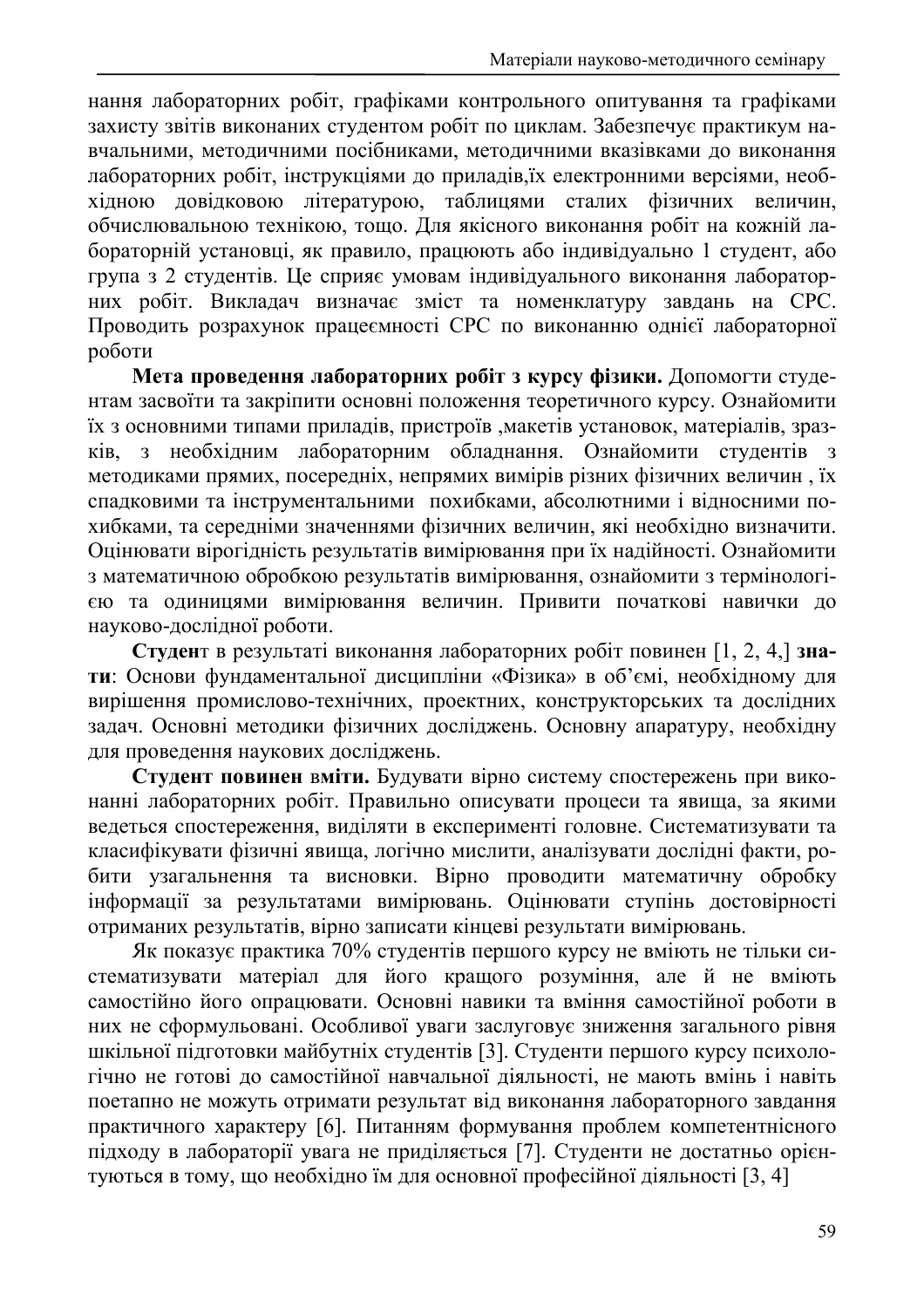нання лабораторних робіт, графіками контрольного опитування та графіками захисту звітів виконаних студентом робіт по циклам. Забезпечує практикум навчальними, методичними посібниками, методичними вказівками до виконання лабораторних робіт, інструкціями до приладів,їх електронними версіями, необхідною довідковою літературою, таблицями сталих фізичних величин, обчислювальною технікою, тощо. Для якісного виконання робіт на кожній лабораторній установці, як правило, працюють або індивідуально 1 студент, або група з 2 студентів. Це сприяє умовам індивідуального виконання лабораторних робіт. Викладач визначає зміст та номенклатуру завдань на СРС. Проводить розрахунок працеємності СРС по виконанню однієї лабораторної роботи

**Мета проведення лабораторних робіт з курсу фізики.** Допомогти студентам засвоїти та закріпити основні положення теоретичного курсу. Ознайомити їх з основними типами приладів, пристроїв ,макетів установок, матеріалів, зразків, з необхідним лабораторним обладнання. Ознайомити студентів з методиками прямих, посередніх, непрямих вимірів різних фізичних величин , їх спадковими та інструментальними похибками, абсолютними і відносними похибками, та середніми значеннями фізичних величин, які необхідно визначити. Оцінювати вірогідність результатів вимірювання при їх надійності. Ознайомити з математичною обробкою результатів вимірювання, ознайомити з термінологією та одиницями вимірювання величин. Привити початкові навички до науково-дослідної роботи.

**Студен**т в результаті виконання лабораторних робіт повинен [1, 2, 4,] **знати**: Основи фундаментальної дисципліни «Фізика» в об'ємі, необхідному для вирішення промислово-технічних, проектних, конструкторських та дослідних задач. Основні методики фізичних досліджень. Основну апаратуру, необхідну для проведення наукових досліджень.

**Студент повинен вміти.** Будувати вірно систему спостережень при виконанні лабораторних робіт. Правильно описувати процеси та явища, за якими ведеться спостереження, виділяти в експерименті головне. Систематизувати та класифікувати фізичні явища, логічно мислити, аналізувати дослідні факти, робити узагальнення та висновки. Вірно проводити математичну обробку інформації за результатами вимірювань. Оцінювати ступінь достовірності отриманих результатів, вірно записати кінцеві результати вимірювань.

Як показує практика 70% студентів першого курсу не вміють не тільки систематизувати матеріал для його кращого розуміння, але й не вміють самостійно його опрацювати. Основні навики та вміння самостійної роботи в них не сформульовані. Особливої уваги заслуговує зниження загального рівня шкільної підготовки майбутніх студентів [3]. Студенти першого курсу психологічно не готові до самостійної навчальної діяльності, не мають вмінь і навіть поетапно не можуть отримати результат від виконання лабораторного завдання практичного характеру [6]. Питанням формування проблем компетентнісного підходу в лабораторії увага не приділяється [7]. Студенти не достатньо орієнтуються в тому, що необхідно їм для основної професійної діяльності [3, 4]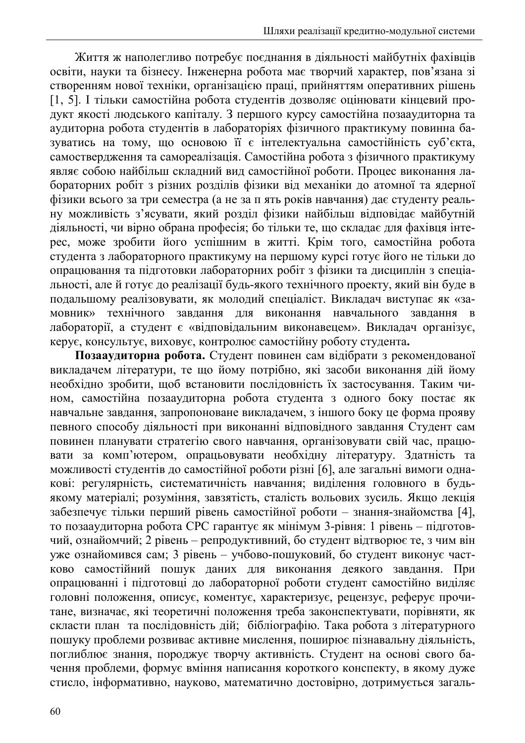Життя ж наполегливо потребує поєднання в діяльності майбутніх фахівців освіти, науки та бізнесу. Інженерна робота має творчий характер, пов’язана зі створенням нової техніки, організацією праці, прийняттям оперативних рішень [1, 5]. І тільки самостійна робота студентів дозволяє оцінювати кінцевий продукт якості людського капіталу. З першого курсу самостійна позааудиторна та аудиторна робота студентів в лабораторіях фізичного практикуму повинна базуватись на тому, що основою її є інтелектуальна самостійність суб’єкта, самоствердження та самореалізація. Самостійна робота з фізичного практикуму являє собою найбільш складний вид самостійної роботи. Процес виконання лабораторних робіт з різних розділів фізики від механіки до атомної та ядерної фізики всього за три семестра (а не за п ять років навчання) дає студенту реальну можливість з’ясувати, який розділ фізики найбільш відповідає майбутній діяльності, чи вірно обрана професія; бо тільки те, що складає для фахівця інтерес, може зробити його успішним в житті. Крім того, самостійна робота студента з лабораторного практикуму на першому курсі готує його не тільки до опрацювання та підготовки лабораторних робіт з фізики та дисциплін з спеціальності, але й готує до реалізації будь-якого технічного проекту, який він буде в подальшому реалізовувати, як молодий спеціаліст. Викладач виступає як «замовник» технічного завдання для виконання навчального завдання в лабораторії, а студент є «відповідальним виконавцем». Викладач організує, керує, консультує, виховує, контролює самостійну роботу студента**.**

**Позааудиторна робота.** Студент повинен сам відібрати з рекомендованої викладачем літератури, те що йому потрібно, які засоби виконання дій йому необхідно зробити, щоб встановити послідовність їх застосування. Таким чином, самостійна позааудиторна робота студента з одного боку постає як навчальне завдання, запропоноване викладачем, з іншого боку це форма прояву певного способу діяльності при виконанні відповідного завдання Студент сам повинен планувати стратегію свого навчання, організовувати свій час, працювати за комп’ютером, опрацьовувати необхідну літературу. Здатність та можливості студентів до самостійної роботи різні [6], але загальні вимоги однакові: регулярність, систематичність навчання; виділення головного в будь-якому матеріалі; розуміння, завзятість, сталість вольових зусиль. Якщо лекція забезпечує тільки перший рівень самостійної роботи – знання-знайомства [4], то позааудиторна робота СРС гарантує як мінімум 3-рівня: 1 рівень – підготовчий, ознайомчий; 2 рівень – репродуктивний, бо студент відтворює те, з чим він уже ознайомився сам; 3 рівень – учбово-пошуковий, бо студент виконує частково самостійний пошук даних для виконання деякого завдання. При опрацюванні і підготовці до лабораторної роботи студент самостійно виділяє головні положення, описує, коментує, характеризує, рецензує, реферує прочитане, визначає, які теоретичні положення треба законспектувати, порівняти, як скласти план та послідовність дій; бібліографію. Така робота з літературного пошуку проблеми розвиває активне мислення, поширює пізнавальну діяльність, поглиблює знання, породжує творчу активність. Студент на основі свого бачення проблеми, формує вміння написання короткого конспекту, в якому дуже стисло, інформативно, науково, математично достовірно, дотримується загаль-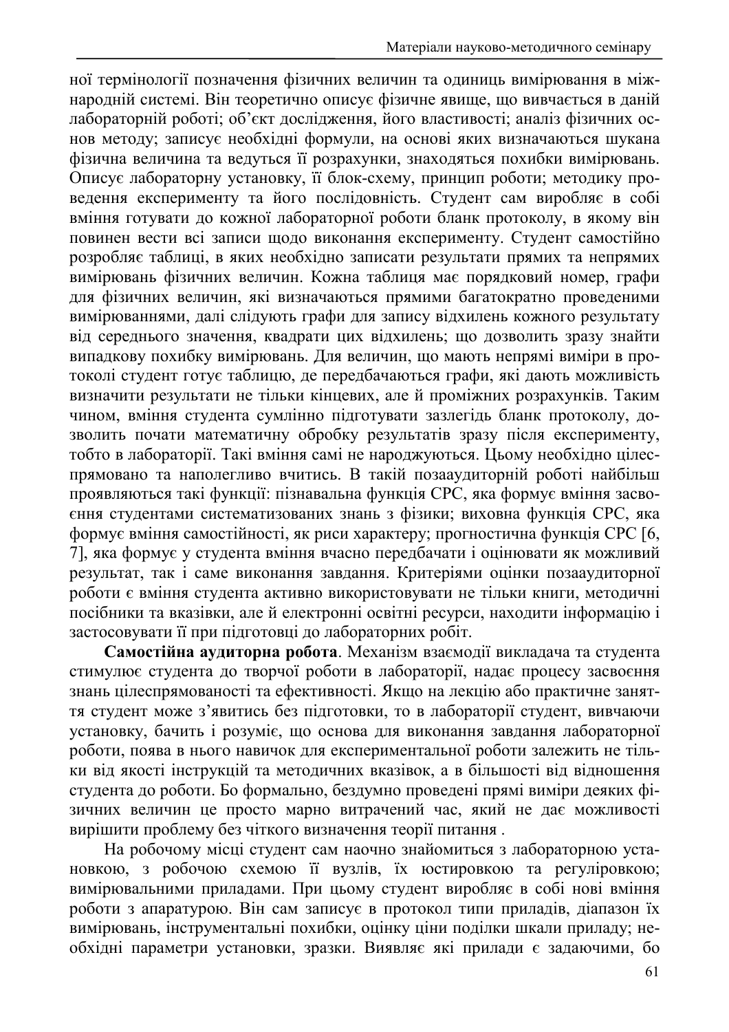ної термінології позначення фізичних величин та одиниць вимірювання в міжнародній системі. Він теоретично описує фізичне явище, що вивчається в даній лабораторній роботі; об’єкт дослідження, його властивості; аналіз фізичних основ методу; записує необхідні формули, на основі яких визначаються шукана фізична величина та ведуться її розрахунки, знаходяться похибки вимірювань. Описує лабораторну установку, її блок-схему, принцип роботи; методику проведення експерименту та його послідовність. Студент сам виробляє в собі вміння готувати до кожної лабораторної роботи бланк протоколу, в якому він повинен вести всі записи щодо виконання експерименту. Студент самостійно розробляє таблиці, в яких необхідно записати результати прямих та непрямих вимірювань фізичних величин. Кожна таблиця має порядковий номер, графи для фізичних величин, які визначаються прямими багатократно проведеними вимірюваннями, далі слідують графи для запису відхилень кожного результату від середнього значення, квадрати цих відхилень; що дозволить зразу знайти випадкову похибку вимірювань. Для величин, що мають непрямі виміри в протоколі студент готує таблицю, де передбачаються графи, які дають можливість визначити результати не тільки кінцевих, але й проміжних розрахунків. Таким чином, вміння студента сумлінно підготувати зазлегідь бланк протоколу, дозволить почати математичну обробку результатів зразу після експерименту, тобто в лабораторії. Такі вміння самі не народжуються. Цьому необхідно цілеспрямовано та наполегливо вчитись. В такій позааудиторній роботі найбільш проявляються такі функції: пізнавальна функція СРС, яка формує вміння засвоєння студентами систематизованих знань з фізики; виховна функція СРС, яка формує вміння самостійності, як риси характеру; прогностична функція СРС [6, 7], яка формує у студента вміння вчасно передбачати і оцінювати як можливий результат, так і саме виконання завдання. Критеріями оцінки позааудиторної роботи є вміння студента активно використовувати не тільки книги, методичні посібники та вказівки, але й електронні освітні ресурси, находити інформацію і застосовувати її при підготовці до лабораторних робіт.

**Самостійна аудиторна робота**. Механізм взаємодії викладача та студента стимулює студента до творчої роботи в лабораторії, надає процесу засвоєння знань цілеспрямованості та ефективності. Якщо на лекцію або практичне заняття студент може з’явитись без підготовки, то в лабораторії студент, вивчаючи установку, бачить і розуміє, що основа для виконання завдання лабораторної роботи, поява в нього навичок для експериментальної роботи залежить не тільки від якості інструкцій та методичних вказівок, а в більшості від відношення студента до роботи. Бо формально, бездумно проведені прямі виміри деяких фізичних величин це просто марно витрачений час, який не дає можливості вирішити проблему без чіткого визначення теорії питання .

На робочому місці студент сам наочно знайомиться з лабораторною установкою, з робочою схемою її вузлів, їх юстировкою та регуліровкою; вимірювальними приладами. При цьому студент виробляє в собі нові вміння роботи з апаратурою. Він сам записує в протокол типи приладів, діапазон їх вимірювань, інструментальні похибки, оцінку ціни поділки шкали приладу; необхідні параметри установки, зразки. Виявляє які прилади є задаючими, бо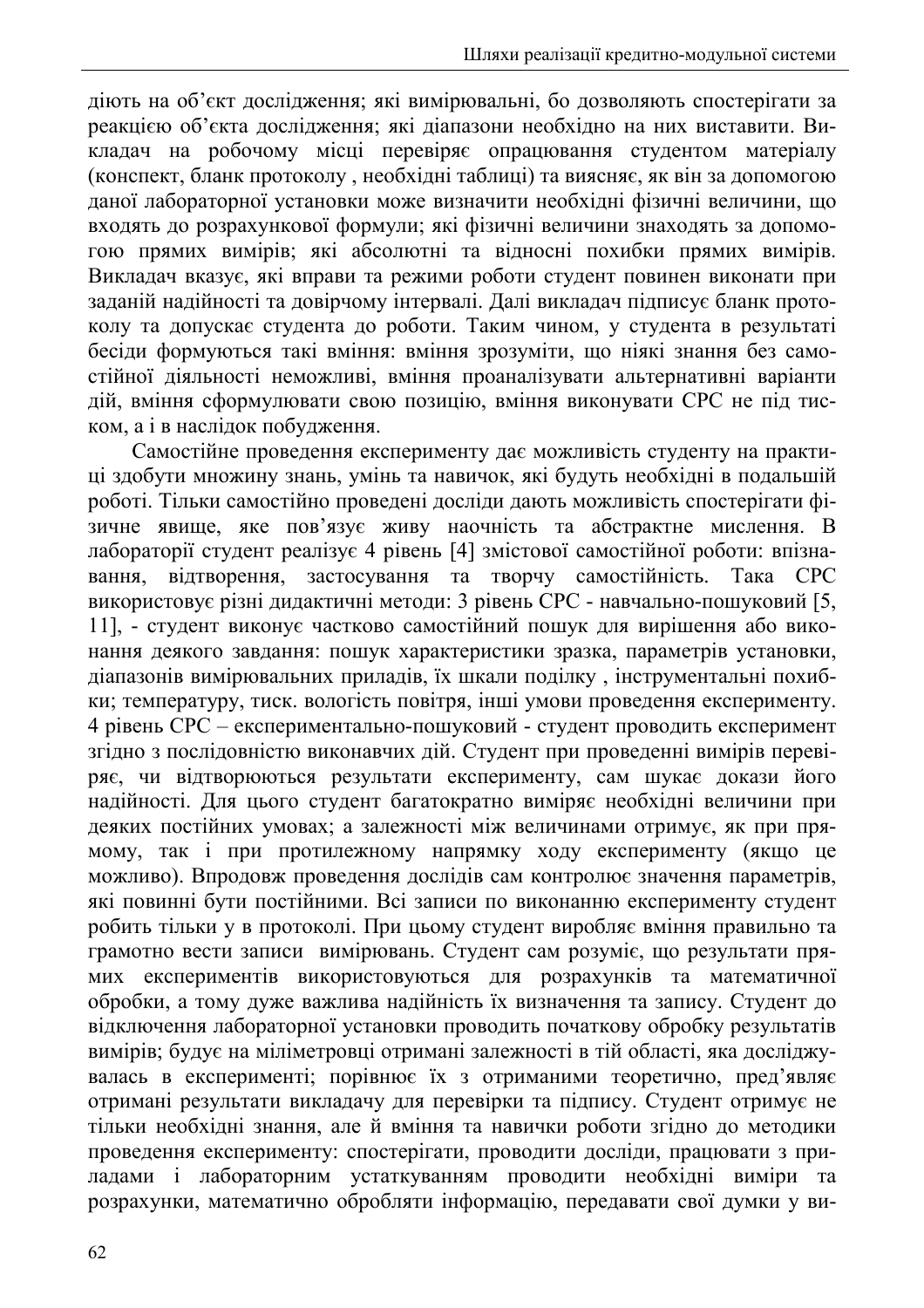діють на об’єкт дослідження; які вимірювальні, бо дозволяють спостерігати за реакцією об’єкта дослідження; які діапазони необхідно на них виставити. Викладач на робочому місці перевіряє опрацювання студентом матеріалу (конспект, бланк протоколу , необхідні таблиці) та виясняє, як він за допомогою даної лабораторної установки може визначити необхідні фізичні величини, що входять до розрахункової формули; які фізичні величини знаходять за допомогою прямих вимірів; які абсолютні та відносні похибки прямих вимірів. Викладач вказує, які вправи та режими роботи студент повинен виконати при заданій надійності та довірчому інтервалі. Далі викладач підписує бланк протоколу та допускає студента до роботи. Таким чином, у студента в результаті бесіди формуються такі вміння: вміння зрозуміти, що ніякі знання без самостійної діяльності неможливі, вміння проаналізувати альтернативні варіанти дій, вміння сформулювати свою позицію, вміння виконувати СРС не під тиском, а і в наслідок побудження.

Самостійне проведення експерименту дає можливість студенту на практиці здобути множину знань, умінь та навичок, які будуть необхідні в подальшій роботі. Тільки самостійно проведені досліди дають можливість спостерігати фізичне явище, яке пов’язує живу наочність та абстрактне мислення. В лабораторії студент реалізує 4 рівень [4] змістової самостійної роботи: впізнавання, відтворення, застосування та творчу самостійність. Така СРС використовує різні дидактичні методи: 3 рівень СРС - навчально-пошуковий [5, 11], - студент виконує частково самостійний пошук для вирішення або виконання деякого завдання: пошук характеристики зразка, параметрів установки, діапазонів вимірювальних приладів, їх шкали поділку , інструментальні похибки; температуру, тиск. вологість повітря, інші умови проведення експерименту. 4 рівень СРС – експериментально-пошуковий - студент проводить експеримент згідно з послідовністю виконавчих дій. Студент при проведенні вимірів перевіряє, чи відтворюються результати експерименту, сам шукає докази його надійності. Для цього студент багатократно виміряє необхідні величини при деяких постійних умовах; а залежності між величинами отримує, як при прямому, так і при протилежному напрямку ходу експерименту (якщо це можливо). Впродовж проведення дослідів сам контролює значення параметрів, які повинні бути постійними. Всі записи по виконанню експерименту студент робить тільки у в протоколі. При цьому студент виробляє вміння правильно та грамотно вести записи вимірювань. Студент сам розуміє, що результати прямих експериментів використовуються для розрахунків та математичної обробки, а тому дуже важлива надійність їх визначення та запису. Студент до відключення лабораторної установки проводить початкову обробку результатів вимірів; будує на міліметровці отримані залежності в тій області, яка досліджувалась в експерименті; порівнює їх з отриманими теоретично, пред’являє отримані результати викладачу для перевірки та підпису. Студент отримує не тільки необхідні знання, але й вміння та навички роботи згідно до методики проведення експерименту: спостерігати, проводити досліди, працювати з приладами і лабораторним устаткуванням проводити необхідні виміри та розрахунки, математично обробляти інформацію, передавати свої думки у ви-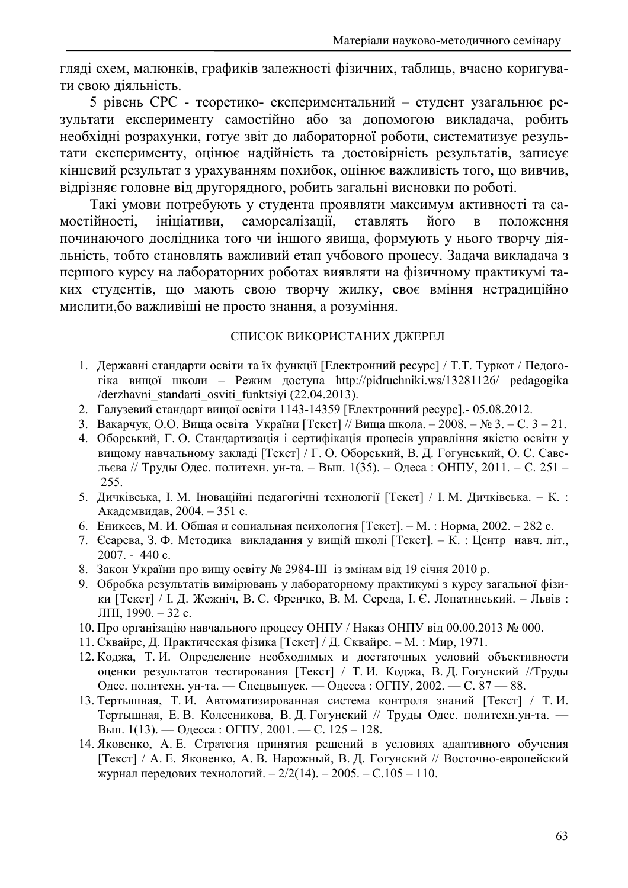гляді схем, малюнків, графиків залежності фізичних, таблиць, вчасно коригувати свою діяльність.

5 рівень СРС - теоретико- експериментальний – студент узагальнює результати експерименту самостійно або за допомогою викладача, робить необхідні розрахунки, готує звіт до лабораторної роботи, систематизує результати експерименту, оцінює надійність та достовірність результатів, записує кінцевий результат з урахуванням похибок, оцінює важливість того, що вивчив, відрізняє головне від другорядного, робить загальні висновки по роботі.

Такі умови потребують у студента проявляти максимум активності та самостійності, ініціативи, самореалізації, ставлять його в положення починаючого дослідника того чи іншого явища, формують у нього творчу діяльність, тобто становлять важливий етап учбового процесу. Задача викладача з першого курсу на лабораторних роботах виявляти на фізичному практикумі таких студентів, що мають свою творчу жилку, своє вміння нетрадиційно мислити,бо важливіші не просто знання, а розуміння.

## СПИСОК ВИКОРИСТАНИХ ДЖЕРЕЛ

1. Державні стандарти освіти та їх функції [Електронний ресурс] / Т.Т. Туркот / Педогогіка вищої школи – Режим доступа http://pidruchniki.ws/13281126/ pedagogika /derzhavni_standarti_osviti_funktsiyi (22.04.2013).
2. Галузевий стандарт вищої освіти 1143-14359 [Електронний ресурс].- 05.08.2012.
3. Вакарчук, О.О. Вища освіта України [Текст] // Вища школа. – 2008. – № 3. – С. 3 – 21.
4. Оборський, Г. О. Стандартизація і сертифікація процесів управління якістю освіти у вищому навчальному закладі [Текст] / Г. О. Оборський, В. Д. Гогунський, О. С. Савельєва // Труды Одес. политехн. ун-та. – Вып. 1(35). – Одеса : ОНПУ, 2011. – С. 251 – 255.
5. Дичківська, І. М. Іноваційні педагогічні технології [Текст] / І. М. Дичківська. – К. : Академвидав, 2004. – 351 с.
6. Еникеев, М. И. Общая и социальная психология [Текст]. – М. : Норма, 2002. – 282 с.
7. Єсарева, З. Ф. Методика викладання у вищій школі [Текст]. – К. : Центр навч. літ., 2007. - 440 с.
8. Закон України про вищу освіту № 2984-ІІІ із змінам від 19 січня 2010 р.
9. Обробка результатів вимірювань у лабораторному практикумі з курсу загальної фізики [Текст] / І. Д. Жежніч, В. С. Френчко, В. М. Середа, І. Є. Лопатинський. – Львів : ЛПІ, 1990. – 32 с.
10. Про організацію навчального процесу ОНПУ / Наказ ОНПУ від 00.00.2013 № 000.
11. Сквайрс, Д. Практическая фізика [Текст] / Д. Сквайрс. – М. : Мир, 1971.
12. Коджа, Т. И. Определение необходимых и достаточных условий объективности оценки результатов тестирования [Текст] / Т. И. Коджа, В. Д. Гогунский //Труды Одес. политехн. ун-та. — Спецвыпуск. — Одесса : ОГПУ, 2002. — С. 87 — 88.
13. Тертышная, Т. И. Автоматизированная система контроля знаний [Текст] / Т. И. Тертышная, Е. В. Колесникова, В. Д. Гогунский // Труды Одес. политехн.ун-та. — Вып. 1(13). — Одесса : ОГПУ, 2001. — С. 125 – 128.
14. Яковенко, А. Е. Стратегия принятия решений в условиях адаптивного обучения [Текст] / А. Е. Яковенко, А. В. Нарожный, В. Д. Гогунский // Восточно-европейский журнал передових технологий. – 2/2(14). – 2005. – С.105 – 110.